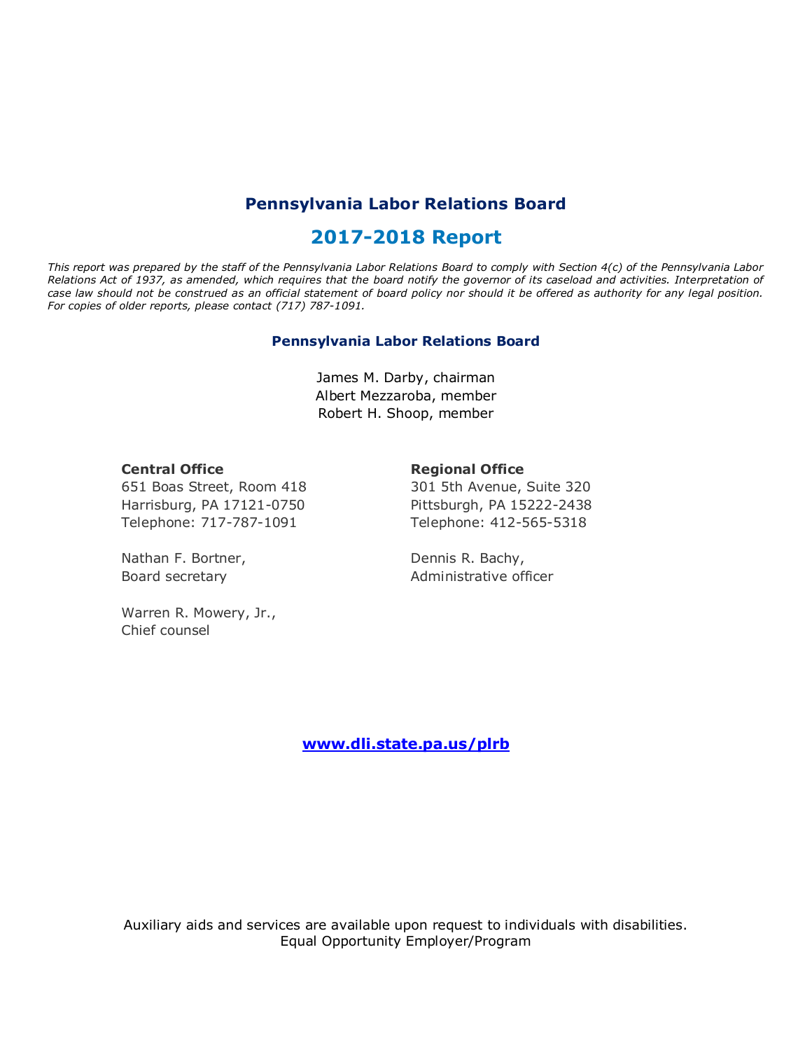# Pennsylvania Labor Relations Board

## 2017-2018 Report

*This report was prepared by the staff of the Pennsylvania Labor Relations Board to comply with Section 4(c) of the Pennsylvania Labor Relations Act of 1937, as amended, which requires that the board notify the governor of its caseload and activities. Interpretation of case law should not be construed as an official statement of board policy nor should it be offered as authority for any legal position. For copies of older reports, please contact (717) 787-1091.*

### Pennsylvania Labor Relations Board

James M. Darby, chairman
Albert Mezzaroba, member
Robert H. Shoop, member

**Central Office**
651 Boas Street, Room 418
Harrisburg, PA 17121-0750
Telephone: 717-787-1091

Nathan F. Bortner,
Board secretary

Warren R. Mowery, Jr.,
Chief counsel

**Regional Office**
301 5th Avenue, Suite 320
Pittsburgh, PA 15222-2438
Telephone: 412-565-5318

Dennis R. Bachy,
Administrative officer

[www.dli.state.pa.us/plrb](http://www.dli.state.pa.us/plrb)

Auxiliary aids and services are available upon request to individuals with disabilities.
Equal Opportunity Employer/Program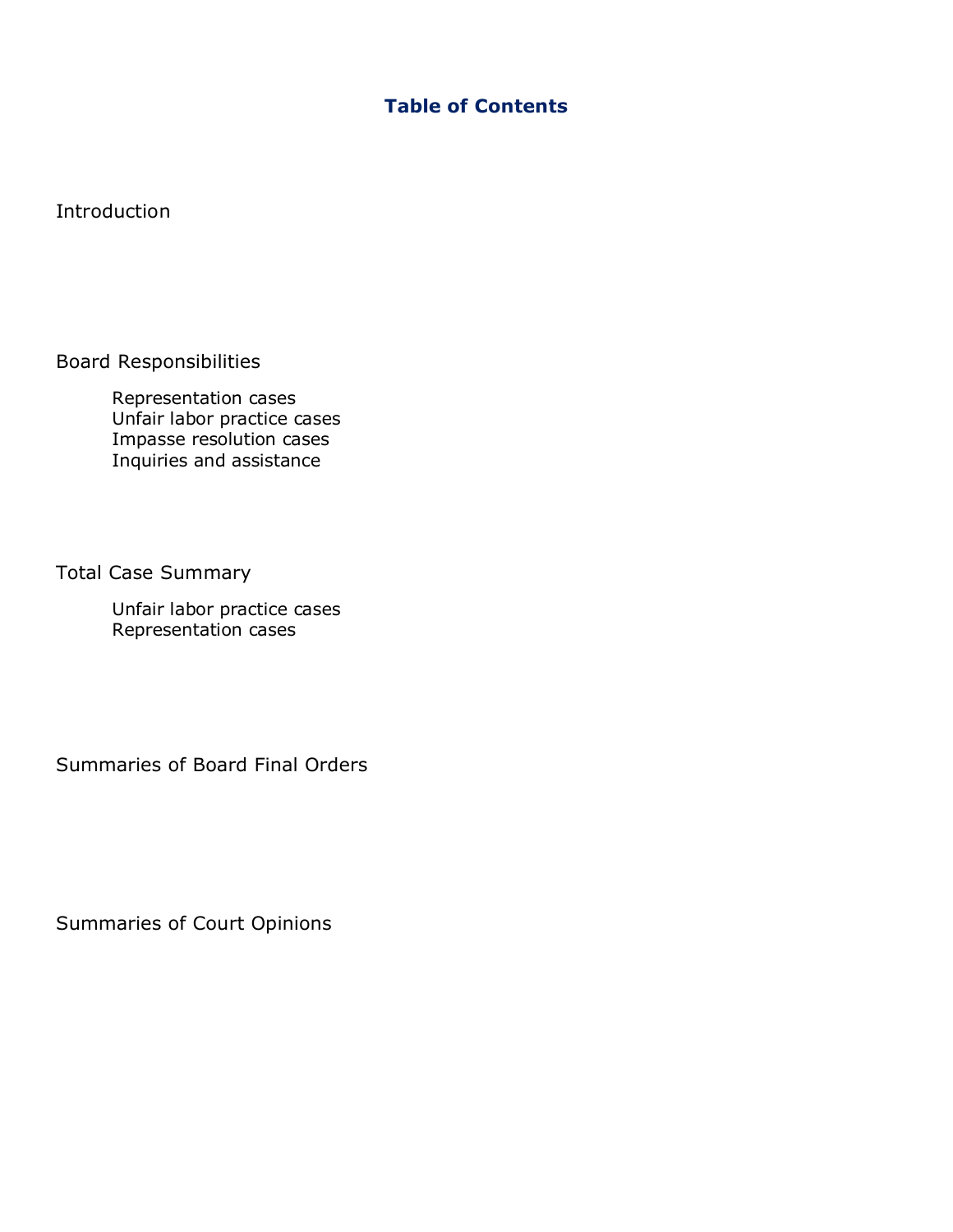# Table of Contents

Introduction

Board Responsibilities

- Representation cases
- Unfair labor practice cases
- Impasse resolution cases
- Inquiries and assistance

Total Case Summary

- Unfair labor practice cases
- Representation cases

Summaries of Board Final Orders

Summaries of Court Opinions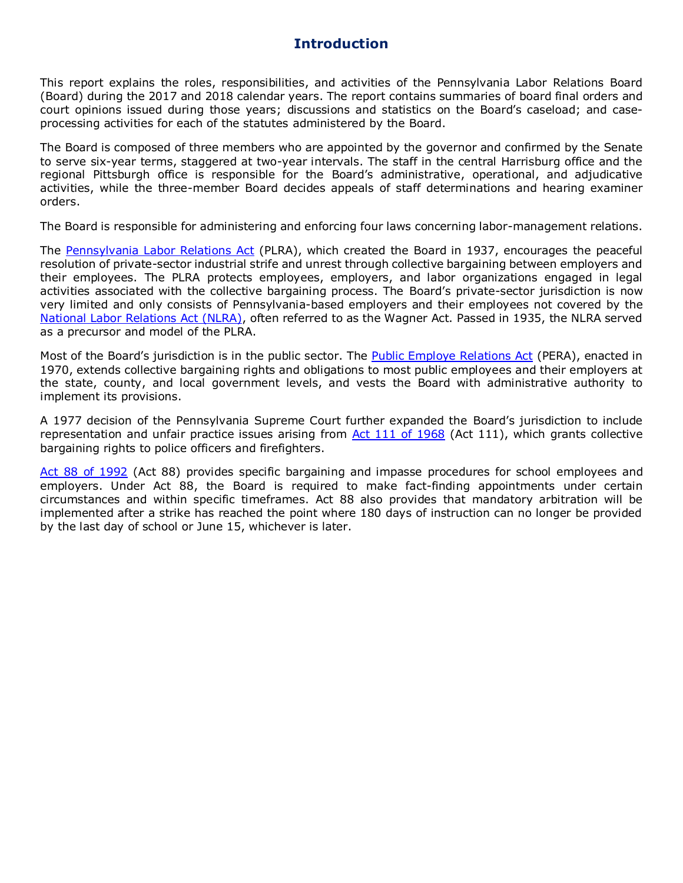# Introduction

This report explains the roles, responsibilities, and activities of the Pennsylvania Labor Relations Board (Board) during the 2017 and 2018 calendar years. The report contains summaries of board final orders and court opinions issued during those years; discussions and statistics on the Board's caseload; and case-processing activities for each of the statutes administered by the Board.

The Board is composed of three members who are appointed by the governor and confirmed by the Senate to serve six-year terms, staggered at two-year intervals. The staff in the central Harrisburg office and the regional Pittsburgh office is responsible for the Board's administrative, operational, and adjudicative activities, while the three-member Board decides appeals of staff determinations and hearing examiner orders.

The Board is responsible for administering and enforcing four laws concerning labor-management relations.

The Pennsylvania Labor Relations Act (PLRA), which created the Board in 1937, encourages the peaceful resolution of private-sector industrial strife and unrest through collective bargaining between employers and their employees. The PLRA protects employees, employers, and labor organizations engaged in legal activities associated with the collective bargaining process. The Board's private-sector jurisdiction is now very limited and only consists of Pennsylvania-based employers and their employees not covered by the National Labor Relations Act (NLRA), often referred to as the Wagner Act. Passed in 1935, the NLRA served as a precursor and model of the PLRA.

Most of the Board's jurisdiction is in the public sector. The Public Employe Relations Act (PERA), enacted in 1970, extends collective bargaining rights and obligations to most public employees and their employers at the state, county, and local government levels, and vests the Board with administrative authority to implement its provisions.

A 1977 decision of the Pennsylvania Supreme Court further expanded the Board's jurisdiction to include representation and unfair practice issues arising from Act 111 of 1968 (Act 111), which grants collective bargaining rights to police officers and firefighters.

Act 88 of 1992 (Act 88) provides specific bargaining and impasse procedures for school employees and employers. Under Act 88, the Board is required to make fact-finding appointments under certain circumstances and within specific timeframes. Act 88 also provides that mandatory arbitration will be implemented after a strike has reached the point where 180 days of instruction can no longer be provided by the last day of school or June 15, whichever is later.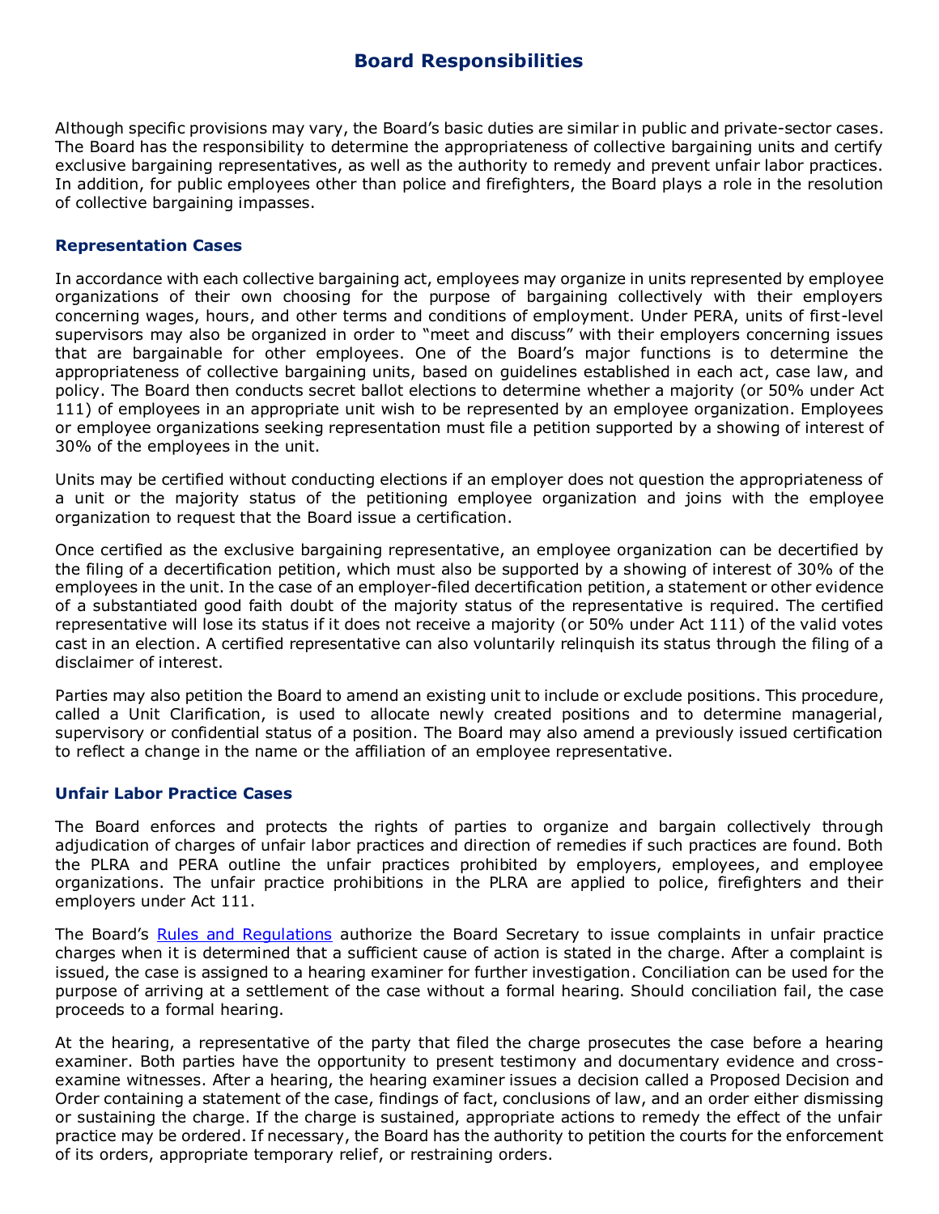## Board Responsibilities

Although specific provisions may vary, the Board's basic duties are similar in public and private-sector cases. The Board has the responsibility to determine the appropriateness of collective bargaining units and certify exclusive bargaining representatives, as well as the authority to remedy and prevent unfair labor practices. In addition, for public employees other than police and firefighters, the Board plays a role in the resolution of collective bargaining impasses.

### Representation Cases

In accordance with each collective bargaining act, employees may organize in units represented by employee organizations of their own choosing for the purpose of bargaining collectively with their employers concerning wages, hours, and other terms and conditions of employment. Under PERA, units of first-level supervisors may also be organized in order to "meet and discuss" with their employers concerning issues that are bargainable for other employees. One of the Board's major functions is to determine the appropriateness of collective bargaining units, based on guidelines established in each act, case law, and policy. The Board then conducts secret ballot elections to determine whether a majority (or 50% under Act 111) of employees in an appropriate unit wish to be represented by an employee organization. Employees or employee organizations seeking representation must file a petition supported by a showing of interest of 30% of the employees in the unit.

Units may be certified without conducting elections if an employer does not question the appropriateness of a unit or the majority status of the petitioning employee organization and joins with the employee organization to request that the Board issue a certification.

Once certified as the exclusive bargaining representative, an employee organization can be decertified by the filing of a decertification petition, which must also be supported by a showing of interest of 30% of the employees in the unit. In the case of an employer-filed decertification petition, a statement or other evidence of a substantiated good faith doubt of the majority status of the representative is required. The certified representative will lose its status if it does not receive a majority (or 50% under Act 111) of the valid votes cast in an election. A certified representative can also voluntarily relinquish its status through the filing of a disclaimer of interest.

Parties may also petition the Board to amend an existing unit to include or exclude positions. This procedure, called a Unit Clarification, is used to allocate newly created positions and to determine managerial, supervisory or confidential status of a position. The Board may also amend a previously issued certification to reflect a change in the name or the affiliation of an employee representative.

### Unfair Labor Practice Cases

The Board enforces and protects the rights of parties to organize and bargain collectively through adjudication of charges of unfair labor practices and direction of remedies if such practices are found. Both the PLRA and PERA outline the unfair practices prohibited by employers, employees, and employee organizations. The unfair practice prohibitions in the PLRA are applied to police, firefighters and their employers under Act 111.

The Board's Rules and Regulations authorize the Board Secretary to issue complaints in unfair practice charges when it is determined that a sufficient cause of action is stated in the charge. After a complaint is issued, the case is assigned to a hearing examiner for further investigation. Conciliation can be used for the purpose of arriving at a settlement of the case without a formal hearing. Should conciliation fail, the case proceeds to a formal hearing.

At the hearing, a representative of the party that filed the charge prosecutes the case before a hearing examiner. Both parties have the opportunity to present testimony and documentary evidence and cross-examine witnesses. After a hearing, the hearing examiner issues a decision called a Proposed Decision and Order containing a statement of the case, findings of fact, conclusions of law, and an order either dismissing or sustaining the charge. If the charge is sustained, appropriate actions to remedy the effect of the unfair practice may be ordered. If necessary, the Board has the authority to petition the courts for the enforcement of its orders, appropriate temporary relief, or restraining orders.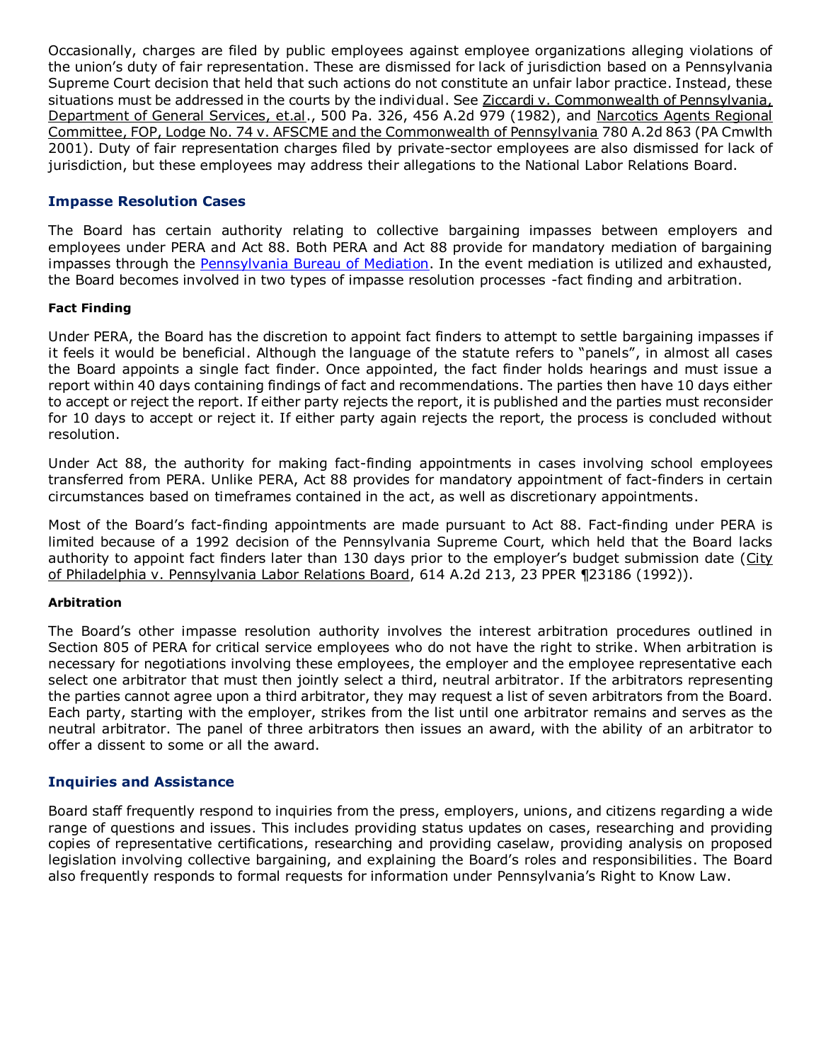Occasionally, charges are filed by public employees against employee organizations alleging violations of the union's duty of fair representation. These are dismissed for lack of jurisdiction based on a Pennsylvania Supreme Court decision that held that such actions do not constitute an unfair labor practice. Instead, these situations must be addressed in the courts by the individual. See Ziccardi v. Commonwealth of Pennsylvania, Department of General Services, et.al., 500 Pa. 326, 456 A.2d 979 (1982), and Narcotics Agents Regional Committee, FOP, Lodge No. 74 v. AFSCME and the Commonwealth of Pennsylvania 780 A.2d 863 (PA Cmwlth 2001). Duty of fair representation charges filed by private-sector employees are also dismissed for lack of jurisdiction, but these employees may address their allegations to the National Labor Relations Board.

## Impasse Resolution Cases

The Board has certain authority relating to collective bargaining impasses between employers and employees under PERA and Act 88. Both PERA and Act 88 provide for mandatory mediation of bargaining impasses through the Pennsylvania Bureau of Mediation. In the event mediation is utilized and exhausted, the Board becomes involved in two types of impasse resolution processes -fact finding and arbitration.

### Fact Finding

Under PERA, the Board has the discretion to appoint fact finders to attempt to settle bargaining impasses if it feels it would be beneficial. Although the language of the statute refers to "panels", in almost all cases the Board appoints a single fact finder. Once appointed, the fact finder holds hearings and must issue a report within 40 days containing findings of fact and recommendations. The parties then have 10 days either to accept or reject the report. If either party rejects the report, it is published and the parties must reconsider for 10 days to accept or reject it. If either party again rejects the report, the process is concluded without resolution.

Under Act 88, the authority for making fact-finding appointments in cases involving school employees transferred from PERA. Unlike PERA, Act 88 provides for mandatory appointment of fact-finders in certain circumstances based on timeframes contained in the act, as well as discretionary appointments.

Most of the Board's fact-finding appointments are made pursuant to Act 88. Fact-finding under PERA is limited because of a 1992 decision of the Pennsylvania Supreme Court, which held that the Board lacks authority to appoint fact finders later than 130 days prior to the employer's budget submission date (City of Philadelphia v. Pennsylvania Labor Relations Board, 614 A.2d 213, 23 PPER ¶23186 (1992)).

### Arbitration

The Board's other impasse resolution authority involves the interest arbitration procedures outlined in Section 805 of PERA for critical service employees who do not have the right to strike. When arbitration is necessary for negotiations involving these employees, the employer and the employee representative each select one arbitrator that must then jointly select a third, neutral arbitrator. If the arbitrators representing the parties cannot agree upon a third arbitrator, they may request a list of seven arbitrators from the Board. Each party, starting with the employer, strikes from the list until one arbitrator remains and serves as the neutral arbitrator. The panel of three arbitrators then issues an award, with the ability of an arbitrator to offer a dissent to some or all the award.

## Inquiries and Assistance

Board staff frequently respond to inquiries from the press, employers, unions, and citizens regarding a wide range of questions and issues. This includes providing status updates on cases, researching and providing copies of representative certifications, researching and providing caselaw, providing analysis on proposed legislation involving collective bargaining, and explaining the Board's roles and responsibilities. The Board also frequently responds to formal requests for information under Pennsylvania's Right to Know Law.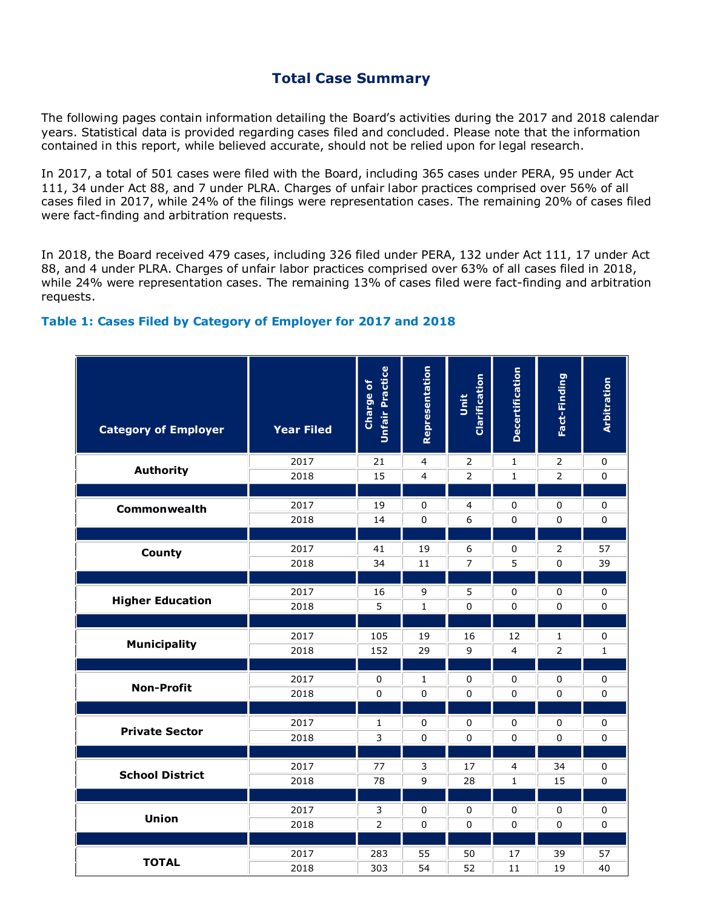## Total Case Summary

The following pages contain information detailing the Board's activities during the 2017 and 2018 calendar years. Statistical data is provided regarding cases filed and concluded. Please note that the information contained in this report, while believed accurate, should not be relied upon for legal research.

In 2017, a total of 501 cases were filed with the Board, including 365 cases under PERA, 95 under Act 111, 34 under Act 88, and 7 under PLRA. Charges of unfair labor practices comprised over 56% of all cases filed in 2017, while 24% of the filings were representation cases. The remaining 20% of cases filed were fact-finding and arbitration requests.

In 2018, the Board received 479 cases, including 326 filed under PERA, 132 under Act 111, 17 under Act 88, and 4 under PLRA. Charges of unfair labor practices comprised over 63% of all cases filed in 2018, while 24% were representation cases. The remaining 13% of cases filed were fact-finding and arbitration requests.

### Table 1: Cases Filed by Category of Employer for 2017 and 2018

| Category of Employer | Year Filed | Charge of Unfair Practice | Representation | Unit Clarification | Decertification | Fact-Finding | Arbitration |
|---|---|---|---|---|---|---|---|
| Authority | 2017 | 21 | 4 | 2 | 1 | 2 | 0 |
| | 2018 | 15 | 4 | 2 | 1 | 2 | 0 |
| Commonwealth | 2017 | 19 | 0 | 4 | 0 | 0 | 0 |
| | 2018 | 14 | 0 | 6 | 0 | 0 | 0 |
| County | 2017 | 41 | 19 | 6 | 0 | 2 | 57 |
| | 2018 | 34 | 11 | 7 | 5 | 0 | 39 |
| Higher Education | 2017 | 16 | 9 | 5 | 0 | 0 | 0 |
| | 2018 | 5 | 1 | 0 | 0 | 0 | 0 |
| Municipality | 2017 | 105 | 19 | 16 | 12 | 1 | 0 |
| | 2018 | 152 | 29 | 9 | 4 | 2 | 1 |
| Non-Profit | 2017 | 0 | 1 | 0 | 0 | 0 | 0 |
| | 2018 | 0 | 0 | 0 | 0 | 0 | 0 |
| Private Sector | 2017 | 1 | 0 | 0 | 0 | 0 | 0 |
| | 2018 | 3 | 0 | 0 | 0 | 0 | 0 |
| School District | 2017 | 77 | 3 | 17 | 4 | 34 | 0 |
| | 2018 | 78 | 9 | 28 | 1 | 15 | 0 |
| Union | 2017 | 3 | 0 | 0 | 0 | 0 | 0 |
| | 2018 | 2 | 0 | 0 | 0 | 0 | 0 |
| TOTAL | 2017 | 283 | 55 | 50 | 17 | 39 | 57 |
| | 2018 | 303 | 54 | 52 | 11 | 19 | 40 |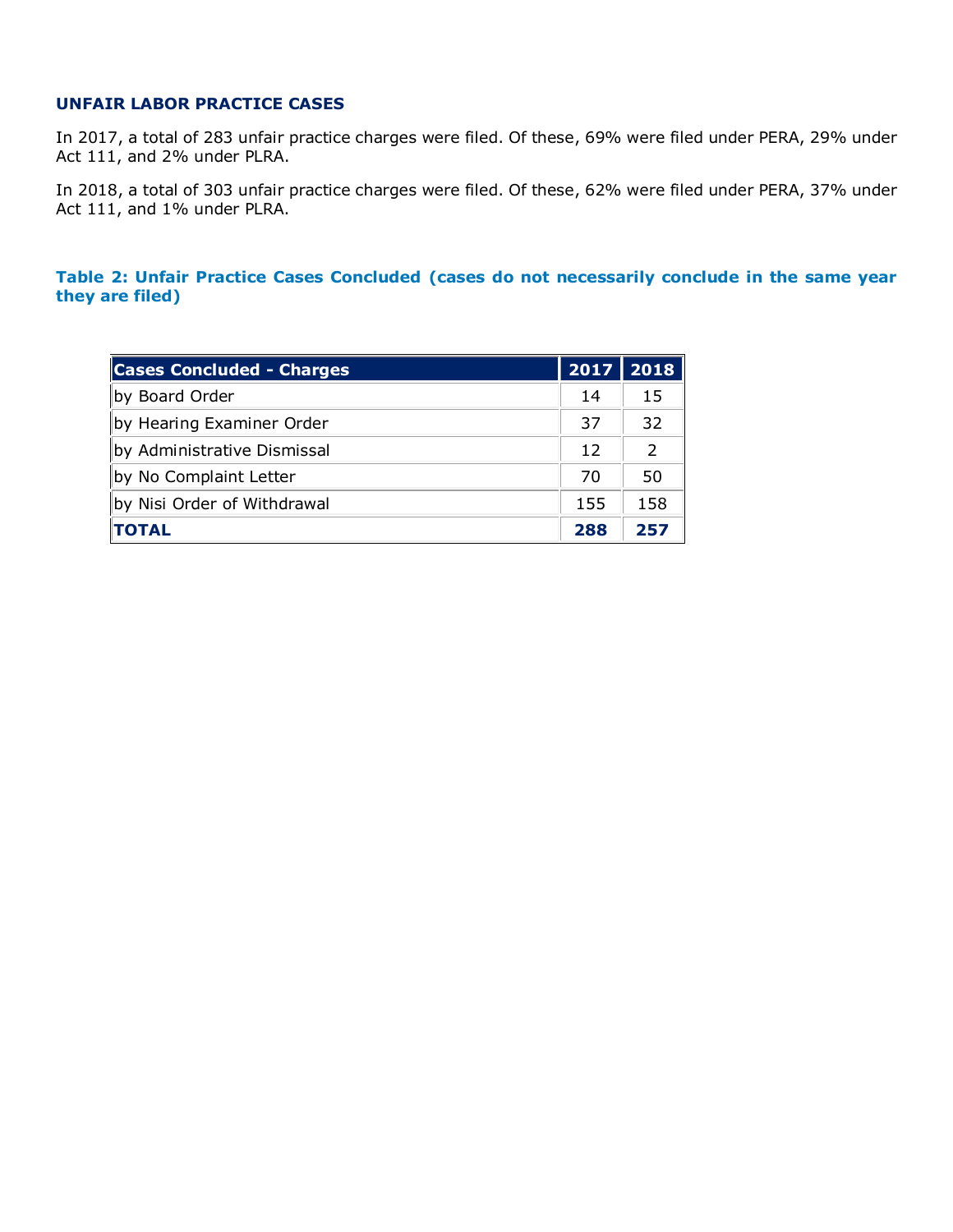## UNFAIR LABOR PRACTICE CASES

In 2017, a total of 283 unfair practice charges were filed. Of these, 69% were filed under PERA, 29% under Act 111, and 2% under PLRA.

In 2018, a total of 303 unfair practice charges were filed. Of these, 62% were filed under PERA, 37% under Act 111, and 1% under PLRA.

### Table 2: Unfair Practice Cases Concluded (cases do not necessarily conclude in the same year they are filed)

| Cases Concluded - Charges | 2017 | 2018 |
|---|---|---|
| by Board Order | 14 | 15 |
| by Hearing Examiner Order | 37 | 32 |
| by Administrative Dismissal | 12 | 2 |
| by No Complaint Letter | 70 | 50 |
| by Nisi Order of Withdrawal | 155 | 158 |
| **TOTAL** | **288** | **257** |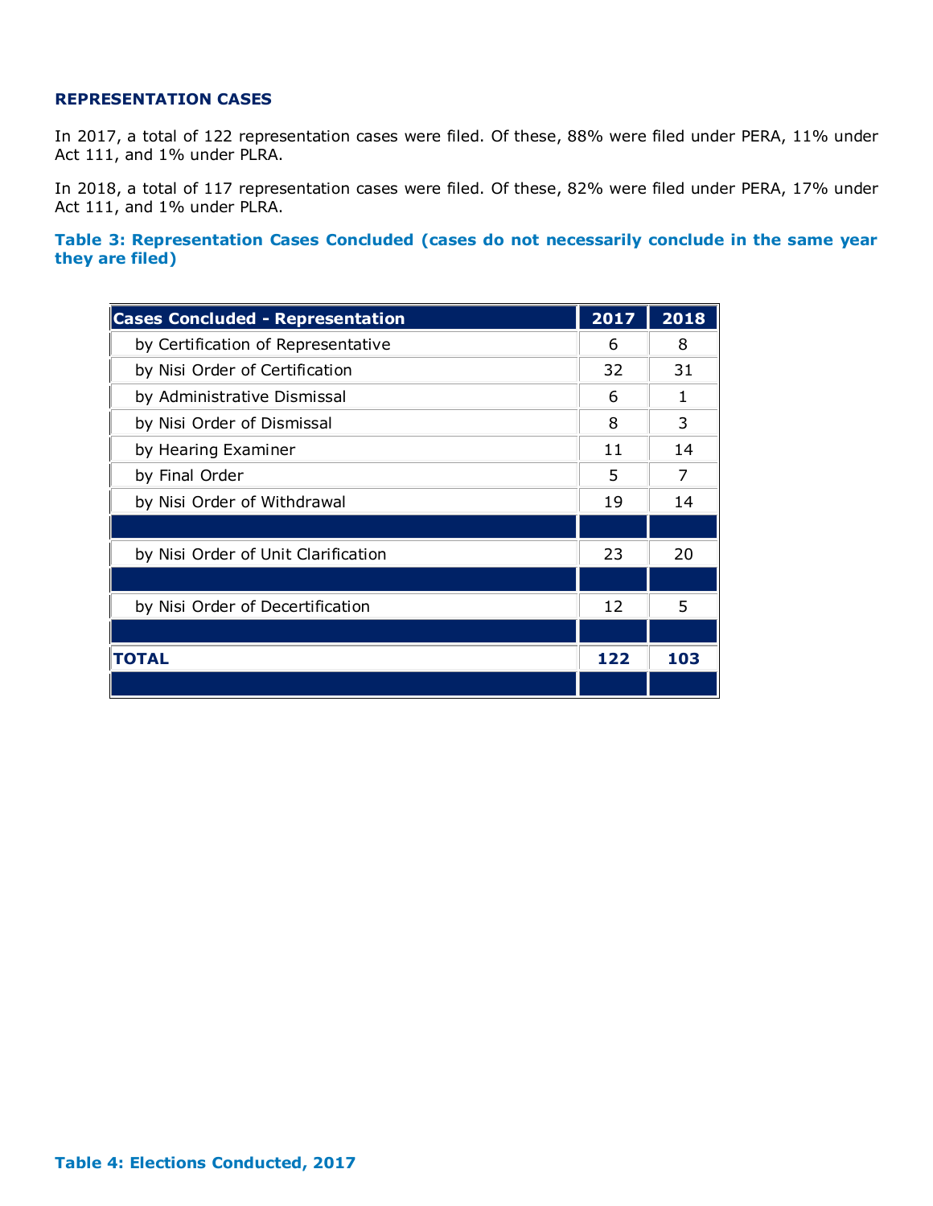## REPRESENTATION CASES

In 2017, a total of 122 representation cases were filed. Of these, 88% were filed under PERA, 11% under Act 111, and 1% under PLRA.

In 2018, a total of 117 representation cases were filed. Of these, 82% were filed under PERA, 17% under Act 111, and 1% under PLRA.

**Table 3: Representation Cases Concluded (cases do not necessarily conclude in the same year they are filed)**

| Cases Concluded - Representation | 2017 | 2018 |
|---|---|---|
| by Certification of Representative | 6 | 8 |
| by Nisi Order of Certification | 32 | 31 |
| by Administrative Dismissal | 6 | 1 |
| by Nisi Order of Dismissal | 8 | 3 |
| by Hearing Examiner | 11 | 14 |
| by Final Order | 5 | 7 |
| by Nisi Order of Withdrawal | 19 | 14 |
| | | |
| by Nisi Order of Unit Clarification | 23 | 20 |
| | | |
| by Nisi Order of Decertification | 12 | 5 |
| | | |
| **TOTAL** | **122** | **103** |
| | | |

**Table 4: Elections Conducted, 2017**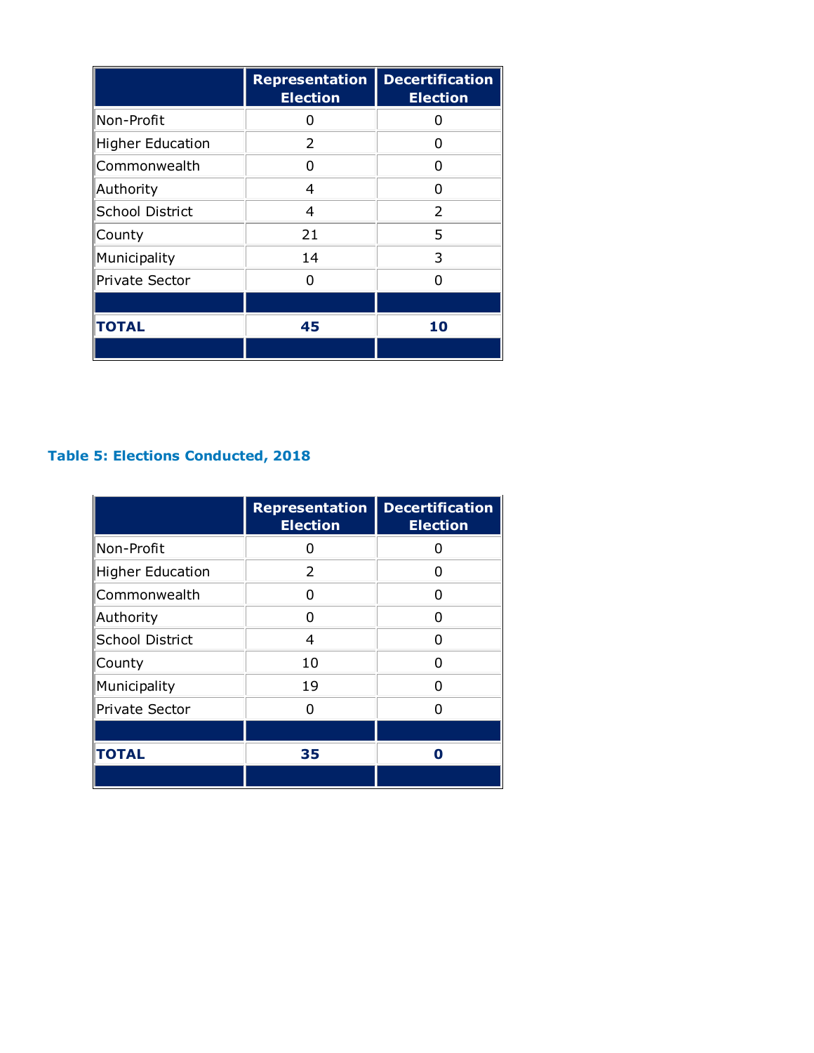| | Representation Election | Decertification Election |
|---|---|---|
| Non-Profit | 0 | 0 |
| Higher Education | 2 | 0 |
| Commonwealth | 0 | 0 |
| Authority | 4 | 0 |
| School District | 4 | 2 |
| County | 21 | 5 |
| Municipality | 14 | 3 |
| Private Sector | 0 | 0 |
| | | |
| **TOTAL** | **45** | **10** |

### Table 5: Elections Conducted, 2018

| | Representation Election | Decertification Election |
|---|---|---|
| Non-Profit | 0 | 0 |
| Higher Education | 2 | 0 |
| Commonwealth | 0 | 0 |
| Authority | 0 | 0 |
| School District | 4 | 0 |
| County | 10 | 0 |
| Municipality | 19 | 0 |
| Private Sector | 0 | 0 |
| | | |
| **TOTAL** | **35** | **0** |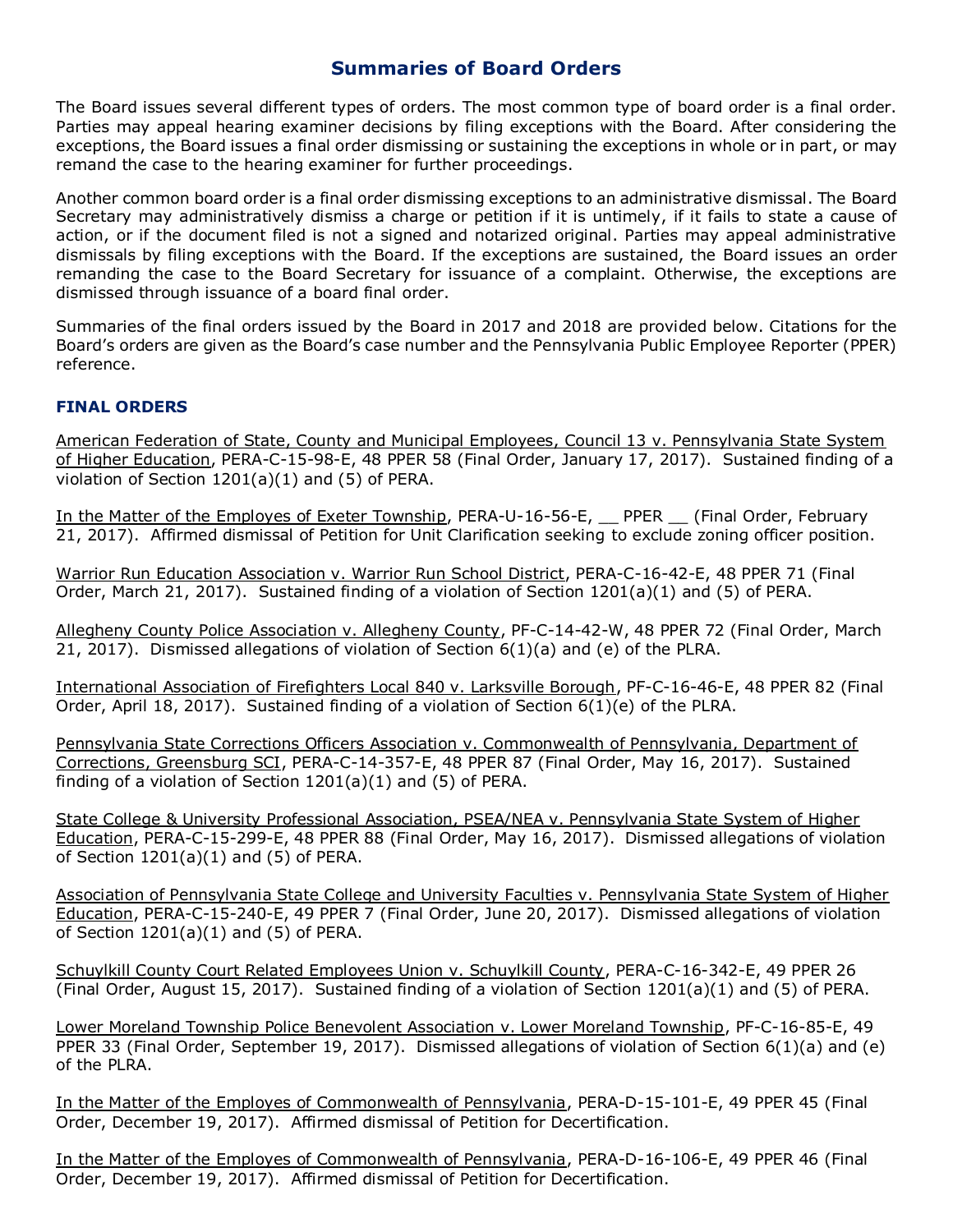## Summaries of Board Orders

The Board issues several different types of orders. The most common type of board order is a final order. Parties may appeal hearing examiner decisions by filing exceptions with the Board. After considering the exceptions, the Board issues a final order dismissing or sustaining the exceptions in whole or in part, or may remand the case to the hearing examiner for further proceedings.

Another common board order is a final order dismissing exceptions to an administrative dismissal. The Board Secretary may administratively dismiss a charge or petition if it is untimely, if it fails to state a cause of action, or if the document filed is not a signed and notarized original. Parties may appeal administrative dismissals by filing exceptions with the Board. If the exceptions are sustained, the Board issues an order remanding the case to the Board Secretary for issuance of a complaint. Otherwise, the exceptions are dismissed through issuance of a board final order.

Summaries of the final orders issued by the Board in 2017 and 2018 are provided below. Citations for the Board's orders are given as the Board's case number and the Pennsylvania Public Employee Reporter (PPER) reference.

### FINAL ORDERS

American Federation of State, County and Municipal Employees, Council 13 v. Pennsylvania State System of Higher Education, PERA-C-15-98-E, 48 PPER 58 (Final Order, January 17, 2017). Sustained finding of a violation of Section 1201(a)(1) and (5) of PERA.

In the Matter of the Employes of Exeter Township, PERA-U-16-56-E, __ PPER __ (Final Order, February 21, 2017). Affirmed dismissal of Petition for Unit Clarification seeking to exclude zoning officer position.

Warrior Run Education Association v. Warrior Run School District, PERA-C-16-42-E, 48 PPER 71 (Final Order, March 21, 2017). Sustained finding of a violation of Section 1201(a)(1) and (5) of PERA.

Allegheny County Police Association v. Allegheny County, PF-C-14-42-W, 48 PPER 72 (Final Order, March 21, 2017). Dismissed allegations of violation of Section 6(1)(a) and (e) of the PLRA.

International Association of Firefighters Local 840 v. Larksville Borough, PF-C-16-46-E, 48 PPER 82 (Final Order, April 18, 2017). Sustained finding of a violation of Section 6(1)(e) of the PLRA.

Pennsylvania State Corrections Officers Association v. Commonwealth of Pennsylvania, Department of Corrections, Greensburg SCI, PERA-C-14-357-E, 48 PPER 87 (Final Order, May 16, 2017). Sustained finding of a violation of Section 1201(a)(1) and (5) of PERA.

State College & University Professional Association, PSEA/NEA v. Pennsylvania State System of Higher Education, PERA-C-15-299-E, 48 PPER 88 (Final Order, May 16, 2017). Dismissed allegations of violation of Section 1201(a)(1) and (5) of PERA.

Association of Pennsylvania State College and University Faculties v. Pennsylvania State System of Higher Education, PERA-C-15-240-E, 49 PPER 7 (Final Order, June 20, 2017). Dismissed allegations of violation of Section 1201(a)(1) and (5) of PERA.

Schuylkill County Court Related Employees Union v. Schuylkill County, PERA-C-16-342-E, 49 PPER 26 (Final Order, August 15, 2017). Sustained finding of a violation of Section 1201(a)(1) and (5) of PERA.

Lower Moreland Township Police Benevolent Association v. Lower Moreland Township, PF-C-16-85-E, 49 PPER 33 (Final Order, September 19, 2017). Dismissed allegations of violation of Section 6(1)(a) and (e) of the PLRA.

In the Matter of the Employes of Commonwealth of Pennsylvania, PERA-D-15-101-E, 49 PPER 45 (Final Order, December 19, 2017). Affirmed dismissal of Petition for Decertification.

In the Matter of the Employes of Commonwealth of Pennsylvania, PERA-D-16-106-E, 49 PPER 46 (Final Order, December 19, 2017). Affirmed dismissal of Petition for Decertification.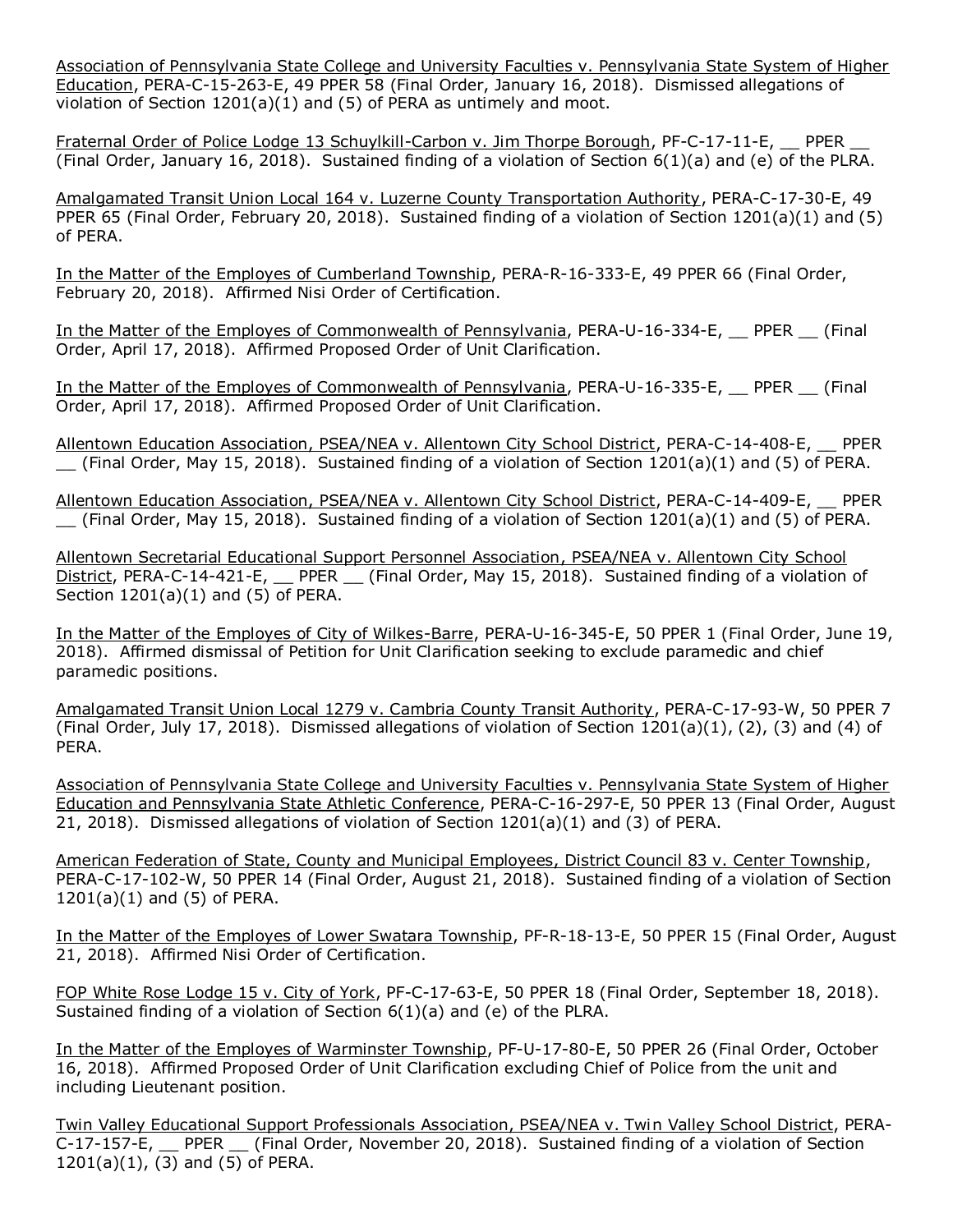Association of Pennsylvania State College and University Faculties v. Pennsylvania State System of Higher Education, PERA-C-15-263-E, 49 PPER 58 (Final Order, January 16, 2018). Dismissed allegations of violation of Section 1201(a)(1) and (5) of PERA as untimely and moot.

Fraternal Order of Police Lodge 13 Schuylkill-Carbon v. Jim Thorpe Borough, PF-C-17-11-E, __ PPER __ (Final Order, January 16, 2018). Sustained finding of a violation of Section 6(1)(a) and (e) of the PLRA.

Amalgamated Transit Union Local 164 v. Luzerne County Transportation Authority, PERA-C-17-30-E, 49 PPER 65 (Final Order, February 20, 2018). Sustained finding of a violation of Section 1201(a)(1) and (5) of PERA.

In the Matter of the Employes of Cumberland Township, PERA-R-16-333-E, 49 PPER 66 (Final Order, February 20, 2018). Affirmed Nisi Order of Certification.

In the Matter of the Employes of Commonwealth of Pennsylvania, PERA-U-16-334-E, __ PPER __ (Final Order, April 17, 2018). Affirmed Proposed Order of Unit Clarification.

In the Matter of the Employes of Commonwealth of Pennsylvania, PERA-U-16-335-E, __ PPER __ (Final Order, April 17, 2018). Affirmed Proposed Order of Unit Clarification.

Allentown Education Association, PSEA/NEA v. Allentown City School District, PERA-C-14-408-E, __ PPER __ (Final Order, May 15, 2018). Sustained finding of a violation of Section 1201(a)(1) and (5) of PERA.

Allentown Education Association, PSEA/NEA v. Allentown City School District, PERA-C-14-409-E, __ PPER __ (Final Order, May 15, 2018). Sustained finding of a violation of Section 1201(a)(1) and (5) of PERA.

Allentown Secretarial Educational Support Personnel Association, PSEA/NEA v. Allentown City School District, PERA-C-14-421-E, __ PPER __ (Final Order, May 15, 2018). Sustained finding of a violation of Section 1201(a)(1) and (5) of PERA.

In the Matter of the Employes of City of Wilkes-Barre, PERA-U-16-345-E, 50 PPER 1 (Final Order, June 19, 2018). Affirmed dismissal of Petition for Unit Clarification seeking to exclude paramedic and chief paramedic positions.

Amalgamated Transit Union Local 1279 v. Cambria County Transit Authority, PERA-C-17-93-W, 50 PPER 7 (Final Order, July 17, 2018). Dismissed allegations of violation of Section 1201(a)(1), (2), (3) and (4) of PERA.

Association of Pennsylvania State College and University Faculties v. Pennsylvania State System of Higher Education and Pennsylvania State Athletic Conference, PERA-C-16-297-E, 50 PPER 13 (Final Order, August 21, 2018). Dismissed allegations of violation of Section 1201(a)(1) and (3) of PERA.

American Federation of State, County and Municipal Employees, District Council 83 v. Center Township, PERA-C-17-102-W, 50 PPER 14 (Final Order, August 21, 2018). Sustained finding of a violation of Section 1201(a)(1) and (5) of PERA.

In the Matter of the Employes of Lower Swatara Township, PF-R-18-13-E, 50 PPER 15 (Final Order, August 21, 2018). Affirmed Nisi Order of Certification.

FOP White Rose Lodge 15 v. City of York, PF-C-17-63-E, 50 PPER 18 (Final Order, September 18, 2018). Sustained finding of a violation of Section 6(1)(a) and (e) of the PLRA.

In the Matter of the Employes of Warminster Township, PF-U-17-80-E, 50 PPER 26 (Final Order, October 16, 2018). Affirmed Proposed Order of Unit Clarification excluding Chief of Police from the unit and including Lieutenant position.

Twin Valley Educational Support Professionals Association, PSEA/NEA v. Twin Valley School District, PERA-C-17-157-E, __ PPER __ (Final Order, November 20, 2018). Sustained finding of a violation of Section 1201(a)(1), (3) and (5) of PERA.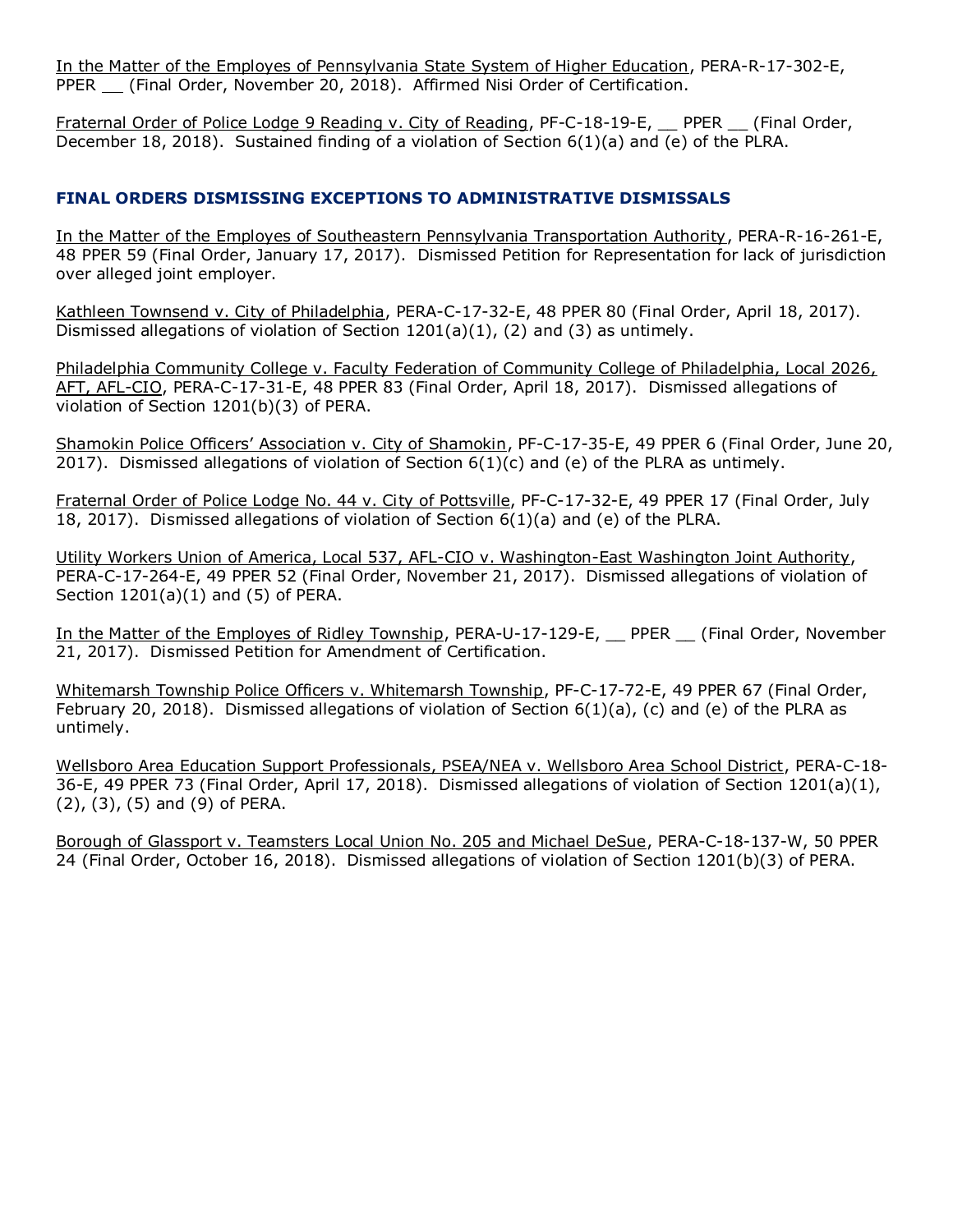In the Matter of the Employes of Pennsylvania State System of Higher Education, PERA-R-17-302-E, PPER __ (Final Order, November 20, 2018). Affirmed Nisi Order of Certification.

Fraternal Order of Police Lodge 9 Reading v. City of Reading, PF-C-18-19-E, __ PPER __ (Final Order, December 18, 2018). Sustained finding of a violation of Section 6(1)(a) and (e) of the PLRA.

### FINAL ORDERS DISMISSING EXCEPTIONS TO ADMINISTRATIVE DISMISSALS

In the Matter of the Employes of Southeastern Pennsylvania Transportation Authority, PERA-R-16-261-E, 48 PPER 59 (Final Order, January 17, 2017). Dismissed Petition for Representation for lack of jurisdiction over alleged joint employer.

Kathleen Townsend v. City of Philadelphia, PERA-C-17-32-E, 48 PPER 80 (Final Order, April 18, 2017). Dismissed allegations of violation of Section 1201(a)(1), (2) and (3) as untimely.

Philadelphia Community College v. Faculty Federation of Community College of Philadelphia, Local 2026, AFT, AFL-CIO, PERA-C-17-31-E, 48 PPER 83 (Final Order, April 18, 2017). Dismissed allegations of violation of Section 1201(b)(3) of PERA.

Shamokin Police Officers' Association v. City of Shamokin, PF-C-17-35-E, 49 PPER 6 (Final Order, June 20, 2017). Dismissed allegations of violation of Section 6(1)(c) and (e) of the PLRA as untimely.

Fraternal Order of Police Lodge No. 44 v. City of Pottsville, PF-C-17-32-E, 49 PPER 17 (Final Order, July 18, 2017). Dismissed allegations of violation of Section 6(1)(a) and (e) of the PLRA.

Utility Workers Union of America, Local 537, AFL-CIO v. Washington-East Washington Joint Authority, PERA-C-17-264-E, 49 PPER 52 (Final Order, November 21, 2017). Dismissed allegations of violation of Section 1201(a)(1) and (5) of PERA.

In the Matter of the Employes of Ridley Township, PERA-U-17-129-E, __ PPER __ (Final Order, November 21, 2017). Dismissed Petition for Amendment of Certification.

Whitemarsh Township Police Officers v. Whitemarsh Township, PF-C-17-72-E, 49 PPER 67 (Final Order, February 20, 2018). Dismissed allegations of violation of Section 6(1)(a), (c) and (e) of the PLRA as untimely.

Wellsboro Area Education Support Professionals, PSEA/NEA v. Wellsboro Area School District, PERA-C-18-36-E, 49 PPER 73 (Final Order, April 17, 2018). Dismissed allegations of violation of Section 1201(a)(1), (2), (3), (5) and (9) of PERA.

Borough of Glassport v. Teamsters Local Union No. 205 and Michael DeSue, PERA-C-18-137-W, 50 PPER 24 (Final Order, October 16, 2018). Dismissed allegations of violation of Section 1201(b)(3) of PERA.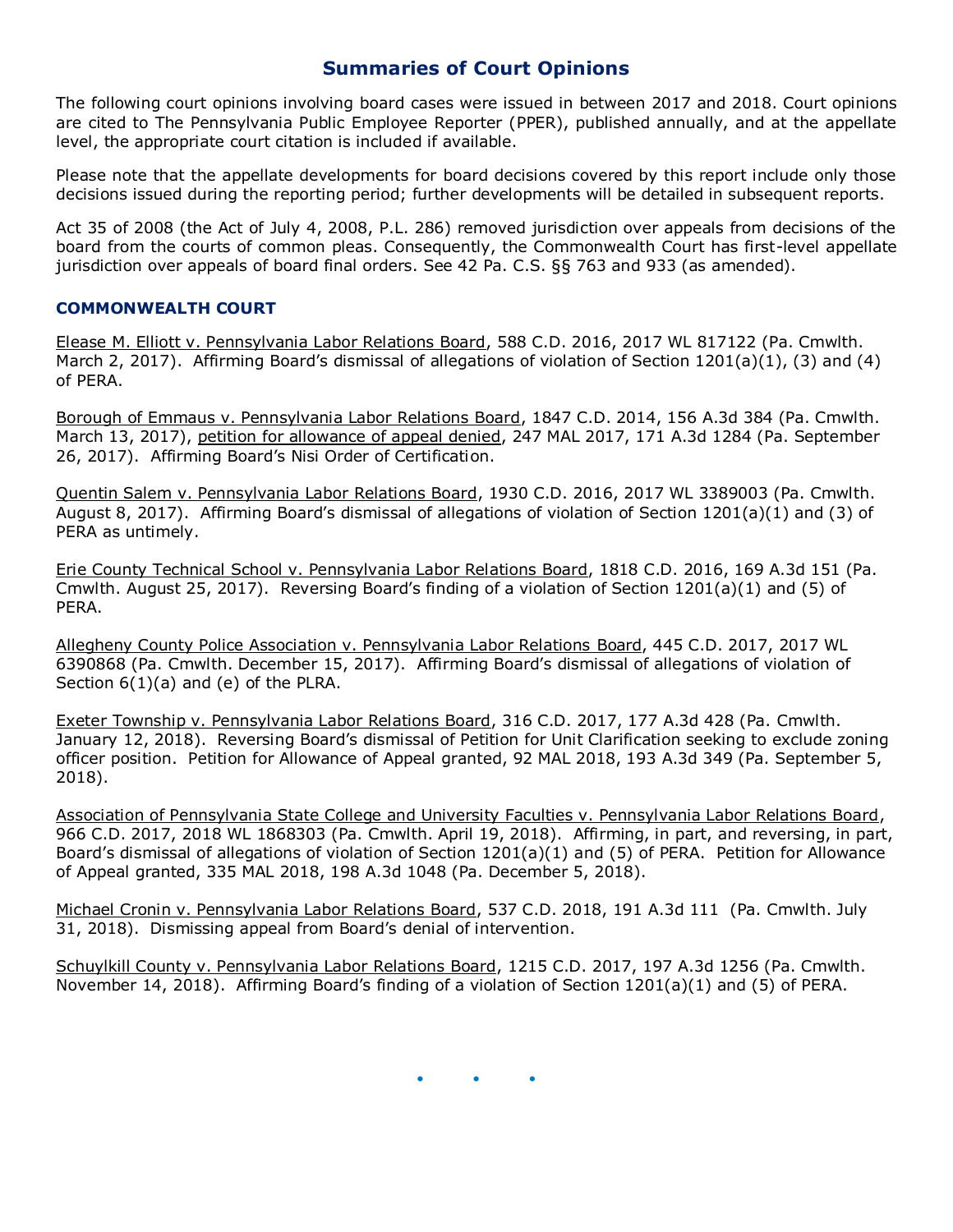## Summaries of Court Opinions

The following court opinions involving board cases were issued in between 2017 and 2018. Court opinions are cited to The Pennsylvania Public Employee Reporter (PPER), published annually, and at the appellate level, the appropriate court citation is included if available.

Please note that the appellate developments for board decisions covered by this report include only those decisions issued during the reporting period; further developments will be detailed in subsequent reports.

Act 35 of 2008 (the Act of July 4, 2008, P.L. 286) removed jurisdiction over appeals from decisions of the board from the courts of common pleas. Consequently, the Commonwealth Court has first-level appellate jurisdiction over appeals of board final orders. See 42 Pa. C.S. §§ 763 and 933 (as amended).

### COMMONWEALTH COURT

Elease M. Elliott v. Pennsylvania Labor Relations Board, 588 C.D. 2016, 2017 WL 817122 (Pa. Cmwlth. March 2, 2017). Affirming Board's dismissal of allegations of violation of Section 1201(a)(1), (3) and (4) of PERA.

Borough of Emmaus v. Pennsylvania Labor Relations Board, 1847 C.D. 2014, 156 A.3d 384 (Pa. Cmwlth. March 13, 2017), petition for allowance of appeal denied, 247 MAL 2017, 171 A.3d 1284 (Pa. September 26, 2017). Affirming Board's Nisi Order of Certification.

Quentin Salem v. Pennsylvania Labor Relations Board, 1930 C.D. 2016, 2017 WL 3389003 (Pa. Cmwlth. August 8, 2017). Affirming Board's dismissal of allegations of violation of Section 1201(a)(1) and (3) of PERA as untimely.

Erie County Technical School v. Pennsylvania Labor Relations Board, 1818 C.D. 2016, 169 A.3d 151 (Pa. Cmwlth. August 25, 2017). Reversing Board's finding of a violation of Section 1201(a)(1) and (5) of PERA.

Allegheny County Police Association v. Pennsylvania Labor Relations Board, 445 C.D. 2017, 2017 WL 6390868 (Pa. Cmwlth. December 15, 2017). Affirming Board's dismissal of allegations of violation of Section 6(1)(a) and (e) of the PLRA.

Exeter Township v. Pennsylvania Labor Relations Board, 316 C.D. 2017, 177 A.3d 428 (Pa. Cmwlth. January 12, 2018). Reversing Board's dismissal of Petition for Unit Clarification seeking to exclude zoning officer position. Petition for Allowance of Appeal granted, 92 MAL 2018, 193 A.3d 349 (Pa. September 5, 2018).

Association of Pennsylvania State College and University Faculties v. Pennsylvania Labor Relations Board, 966 C.D. 2017, 2018 WL 1868303 (Pa. Cmwlth. April 19, 2018). Affirming, in part, and reversing, in part, Board's dismissal of allegations of violation of Section 1201(a)(1) and (5) of PERA. Petition for Allowance of Appeal granted, 335 MAL 2018, 198 A.3d 1048 (Pa. December 5, 2018).

Michael Cronin v. Pennsylvania Labor Relations Board, 537 C.D. 2018, 191 A.3d 111 (Pa. Cmwlth. July 31, 2018). Dismissing appeal from Board's denial of intervention.

Schuylkill County v. Pennsylvania Labor Relations Board, 1215 C.D. 2017, 197 A.3d 1256 (Pa. Cmwlth. November 14, 2018). Affirming Board's finding of a violation of Section 1201(a)(1) and (5) of PERA.